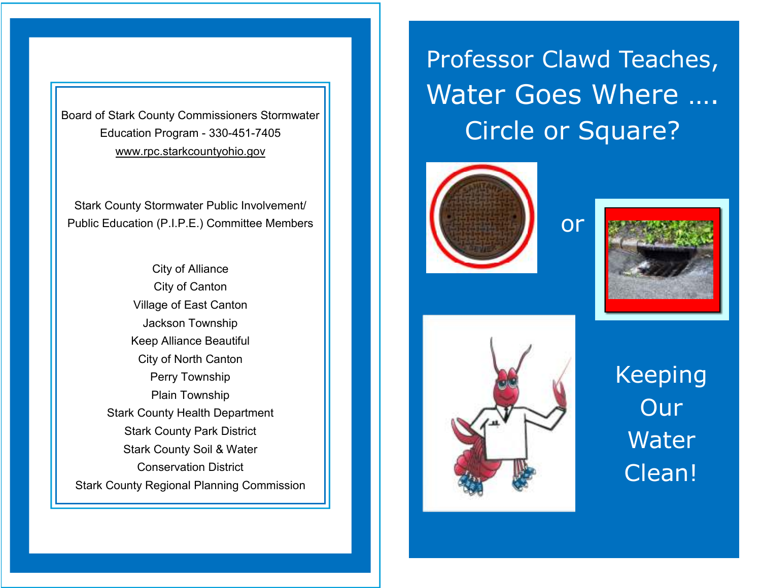Board of Stark County Commissioners Stormwater Education Program - 330-451-7405

www.rpc.starkcountyohio.gov

Stark County Stormwater Public Involvement/ Public Education (P.I.P.E.) Committee Members

City of Alliance
City of Canton
Village of East Canton
Jackson Township
Keep Alliance Beautiful
City of North Canton
Perry Township
Plain Township
Stark County Health Department
Stark County Park District
Stark County Soil & Water Conservation District
Stark County Regional Planning Commission

# Professor Clawd Teaches, Water Goes Where …. Circle or Square?

or

## Keeping Our Water Clean!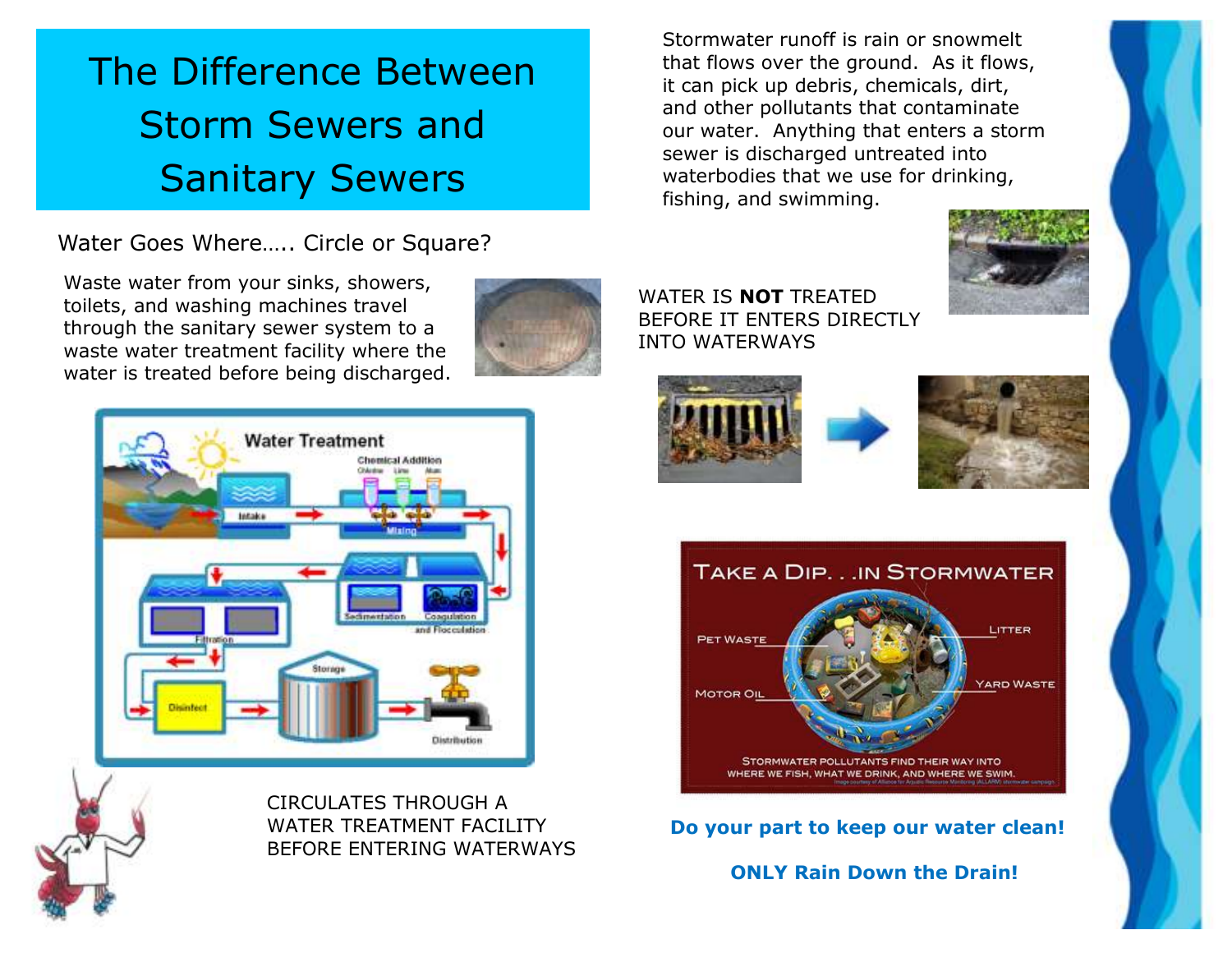# The Difference Between Storm Sewers and Sanitary Sewers

Water Goes Where….. Circle or Square?

Waste water from your sinks, showers, toilets, and washing machines travel through the sanitary sewer system to a waste water treatment facility where the water is treated before being discharged.

Water Treatment

Chemical Addition

Chlorine Lime Alum

Intake

Mixing

Sedimentation

Coagulation and Flocculation

Filtration

Storage

Disinfect

Distribution

CIRCULATES THROUGH A WATER TREATMENT FACILITY BEFORE ENTERING WATERWAYS

Stormwater runoff is rain or snowmelt that flows over the ground. As it flows, it can pick up debris, chemicals, dirt, and other pollutants that contaminate our water. Anything that enters a storm sewer is discharged untreated into waterbodies that we use for drinking, fishing, and swimming.

WATER IS **NOT** TREATED BEFORE IT ENTERS DIRECTLY INTO WATERWAYS

TAKE A DIP. . .IN STORMWATER

PET WASTE

LITTER

MOTOR OIL

YARD WASTE

STORMWATER POLLUTANTS FIND THEIR WAY INTO WHERE WE FISH, WHAT WE DRINK, AND WHERE WE SWIM.

Image courtesy of Alliance for Aquatic Resource Monitoring (ALLARM) stormwater campaign.

**Do your part to keep our water clean!**

**ONLY Rain Down the Drain!**